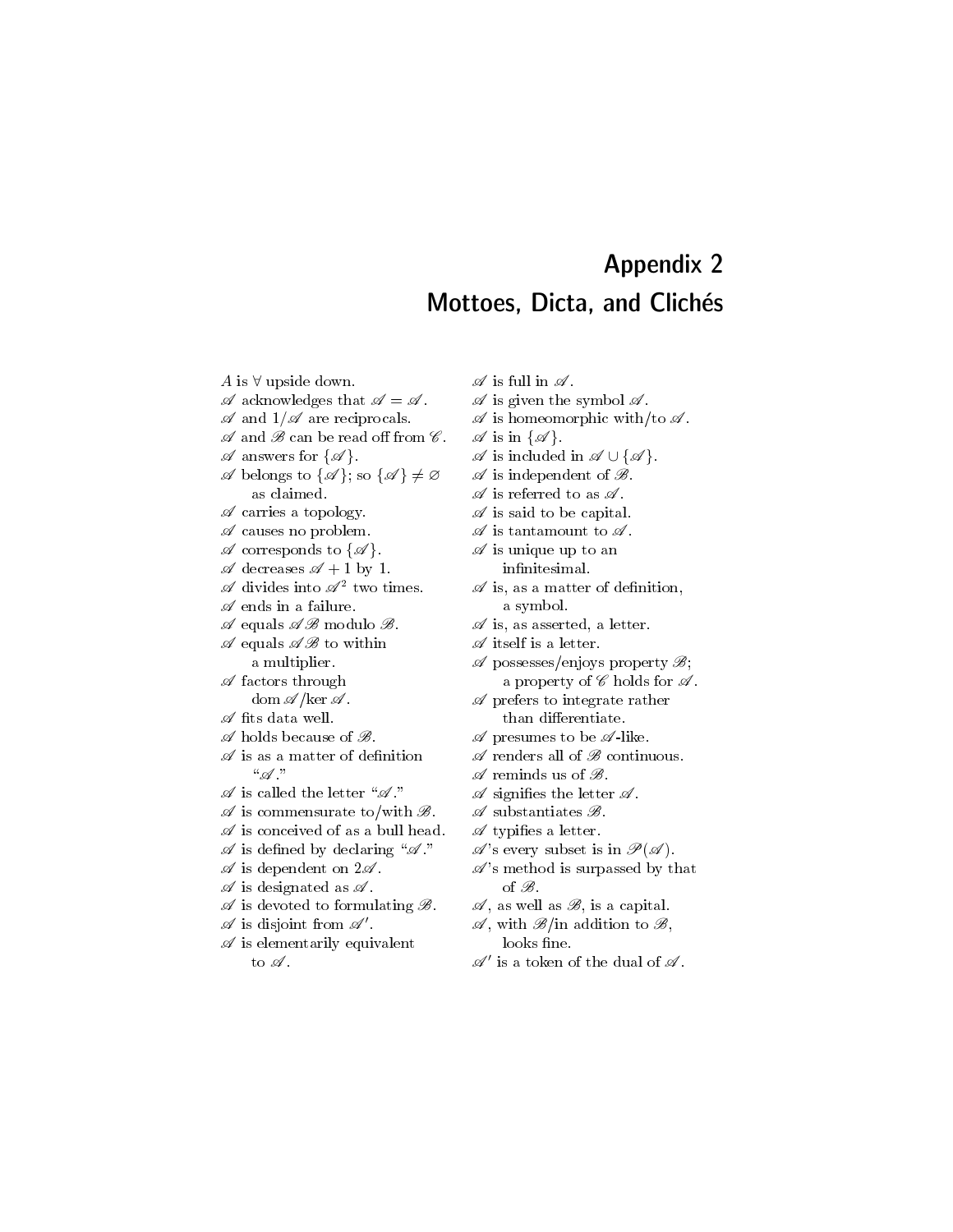# Appendix 2
# Mottoes, Dicta, and Clichés

$A$ is $\forall$ upside down.
$\mathscr{A}$ acknowledges that $\mathscr{A} = \mathscr{A}$.
$\mathscr{A}$ and $1/\mathscr{A}$ are reciprocals.
$\mathscr{A}$ and $\mathscr{B}$ can be read off from $\mathscr{C}$.
$\mathscr{A}$ answers for $\{\mathscr{A}\}$.
$\mathscr{A}$ belongs to $\{\mathscr{A}\}$; so $\{\mathscr{A}\} \neq \varnothing$ as claimed.
$\mathscr{A}$ carries a topology.
$\mathscr{A}$ causes no problem.
$\mathscr{A}$ corresponds to $\{\mathscr{A}\}$.
$\mathscr{A}$ decreases $\mathscr{A} + 1$ by 1.
$\mathscr{A}$ divides into $\mathscr{A}^2$ two times.
$\mathscr{A}$ ends in a failure.
$\mathscr{A}$ equals $\mathscr{A}\mathscr{B}$ modulo $\mathscr{B}$.
$\mathscr{A}$ equals $\mathscr{A}\mathscr{B}$ to within a multiplier.
$\mathscr{A}$ factors through $\operatorname{dom}\mathscr{A}/\ker\mathscr{A}$.
$\mathscr{A}$ fits data well.
$\mathscr{A}$ holds because of $\mathscr{B}$.
$\mathscr{A}$ is as a matter of definition "$\mathscr{A}$."
$\mathscr{A}$ is called the letter "$\mathscr{A}$."
$\mathscr{A}$ is commensurate to/with $\mathscr{B}$.
$\mathscr{A}$ is conceived of as a bull head.
$\mathscr{A}$ is defined by declaring "$\mathscr{A}$."
$\mathscr{A}$ is dependent on $2\mathscr{A}$.
$\mathscr{A}$ is designated as $\mathscr{A}$.
$\mathscr{A}$ is devoted to formulating $\mathscr{B}$.
$\mathscr{A}$ is disjoint from $\mathscr{A}'$.
$\mathscr{A}$ is elementarily equivalent to $\mathscr{A}$.
$\mathscr{A}$ is full in $\mathscr{A}$.
$\mathscr{A}$ is given the symbol $\mathscr{A}$.
$\mathscr{A}$ is homeomorphic with/to $\mathscr{A}$.
$\mathscr{A}$ is in $\{\mathscr{A}\}$.
$\mathscr{A}$ is included in $\mathscr{A} \cup \{\mathscr{A}\}$.
$\mathscr{A}$ is independent of $\mathscr{B}$.
$\mathscr{A}$ is referred to as $\mathscr{A}$.
$\mathscr{A}$ is said to be capital.
$\mathscr{A}$ is tantamount to $\mathscr{A}$.
$\mathscr{A}$ is unique up to an infinitesimal.
$\mathscr{A}$ is, as a matter of definition, a symbol.
$\mathscr{A}$ is, as asserted, a letter.
$\mathscr{A}$ itself is a letter.
$\mathscr{A}$ possesses/enjoys property $\mathscr{B}$; a property of $\mathscr{C}$ holds for $\mathscr{A}$.
$\mathscr{A}$ prefers to integrate rather than differentiate.
$\mathscr{A}$ presumes to be $\mathscr{A}$-like.
$\mathscr{A}$ renders all of $\mathscr{B}$ continuous.
$\mathscr{A}$ reminds us of $\mathscr{B}$.
$\mathscr{A}$ signifies the letter $\mathscr{A}$.
$\mathscr{A}$ substantiates $\mathscr{B}$.
$\mathscr{A}$ typifies a letter.
$\mathscr{A}$'s every subset is in $\mathscr{P}(\mathscr{A})$.
$\mathscr{A}$'s method is surpassed by that of $\mathscr{B}$.
$\mathscr{A}$, as well as $\mathscr{B}$, is a capital.
$\mathscr{A}$, with $\mathscr{B}$/in addition to $\mathscr{B}$, looks fine.
$\mathscr{A}'$ is a token of the dual of $\mathscr{A}$.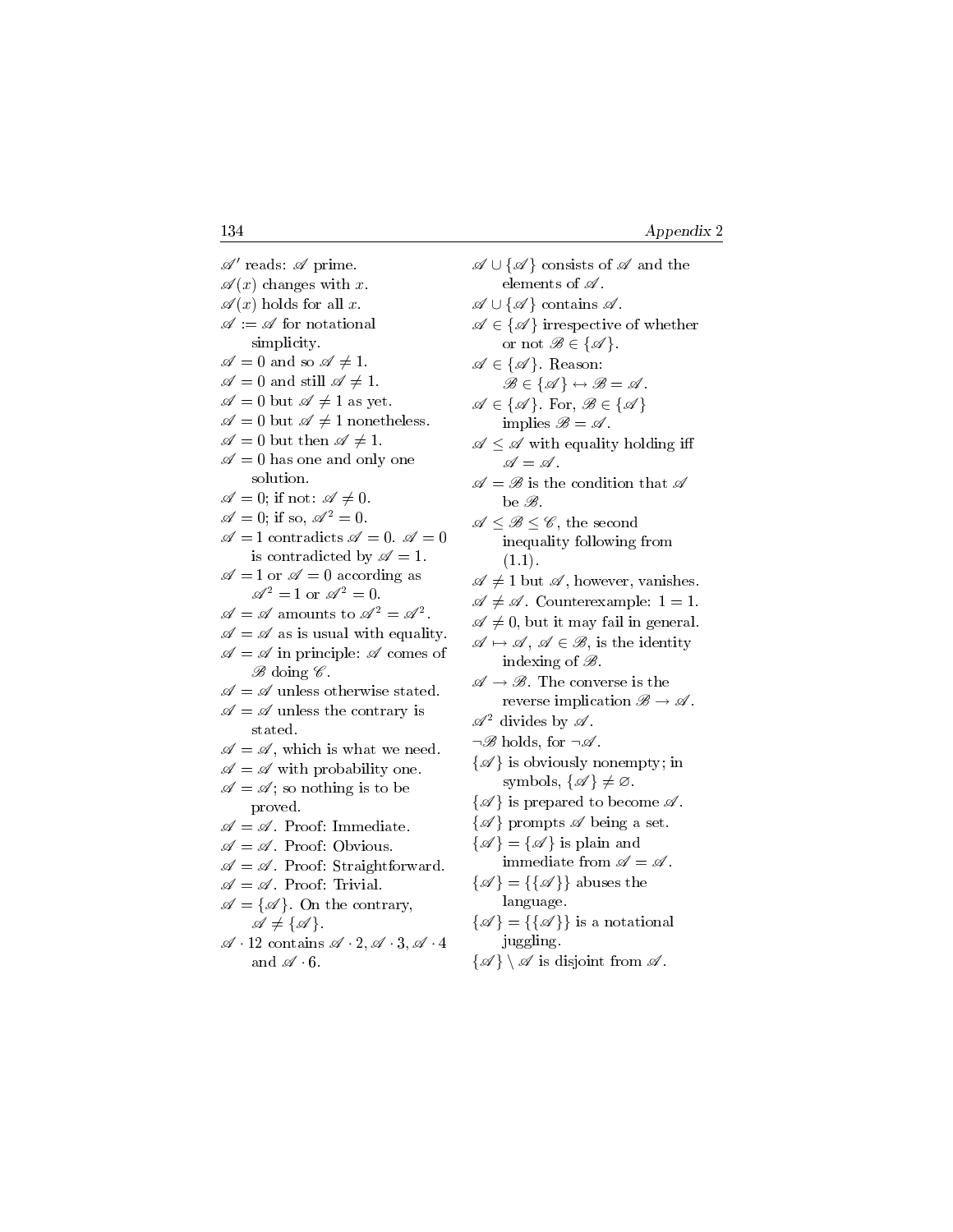$\mathscr{A}'$ reads: $\mathscr{A}$ prime.

$\mathscr{A}(x)$ changes with $x$.

$\mathscr{A}(x)$ holds for all $x$.

$\mathscr{A} := \mathscr{A}$ for notational simplicity.

$\mathscr{A} = 0$ and so $\mathscr{A} \neq 1$.

$\mathscr{A} = 0$ and still $\mathscr{A} \neq 1$.

$\mathscr{A} = 0$ but $\mathscr{A} \neq 1$ as yet.

$\mathscr{A} = 0$ but $\mathscr{A} \neq 1$ nonetheless.

$\mathscr{A} = 0$ but then $\mathscr{A} \neq 1$.

$\mathscr{A} = 0$ has one and only one solution.

$\mathscr{A} = 0$; if not: $\mathscr{A} \neq 0$.

$\mathscr{A} = 0$; if so, $\mathscr{A}^2 = 0$.

$\mathscr{A} = 1$ contradicts $\mathscr{A} = 0$. $\mathscr{A} = 0$ is contradicted by $\mathscr{A} = 1$.

$\mathscr{A} = 1$ or $\mathscr{A} = 0$ according as $\mathscr{A}^2 = 1$ or $\mathscr{A}^2 = 0$.

$\mathscr{A} = \mathscr{A}$ amounts to $\mathscr{A}^2 = \mathscr{A}^2$.

$\mathscr{A} = \mathscr{A}$ as is usual with equality.

$\mathscr{A} = \mathscr{A}$ in principle: $\mathscr{A}$ comes of $\mathscr{B}$ doing $\mathscr{C}$.

$\mathscr{A} = \mathscr{A}$ unless otherwise stated.

$\mathscr{A} = \mathscr{A}$ unless the contrary is stated.

$\mathscr{A} = \mathscr{A}$, which is what we need.

$\mathscr{A} = \mathscr{A}$ with probability one.

$\mathscr{A} = \mathscr{A}$; so nothing is to be proved.

$\mathscr{A} = \mathscr{A}$. Proof: Immediate.

$\mathscr{A} = \mathscr{A}$. Proof: Obvious.

$\mathscr{A} = \mathscr{A}$. Proof: Straightforward.

$\mathscr{A} = \mathscr{A}$. Proof: Trivial.

$\mathscr{A} = \{\mathscr{A}\}$. On the contrary, $\mathscr{A} \neq \{\mathscr{A}\}$.

$\mathscr{A} \cdot 12$ contains $\mathscr{A} \cdot 2, \mathscr{A} \cdot 3, \mathscr{A} \cdot 4$ and $\mathscr{A} \cdot 6$.

$\mathscr{A} \cup \{\mathscr{A}\}$ consists of $\mathscr{A}$ and the elements of $\mathscr{A}$.

$\mathscr{A} \cup \{\mathscr{A}\}$ contains $\mathscr{A}$.

$\mathscr{A} \in \{\mathscr{A}\}$ irrespective of whether or not $\mathscr{B} \in \{\mathscr{A}\}$.

$\mathscr{A} \in \{\mathscr{A}\}$. Reason: $\mathscr{B} \in \{\mathscr{A}\} \leftrightarrow \mathscr{B} = \mathscr{A}$.

$\mathscr{A} \in \{\mathscr{A}\}$. For, $\mathscr{B} \in \{\mathscr{A}\}$ implies $\mathscr{B} = \mathscr{A}$.

$\mathscr{A} \leq \mathscr{A}$ with equality holding iff $\mathscr{A} = \mathscr{A}$.

$\mathscr{A} = \mathscr{B}$ is the condition that $\mathscr{A}$ be $\mathscr{B}$.

$\mathscr{A} \leq \mathscr{B} \leq \mathscr{C}$, the second inequality following from (1.1).

$\mathscr{A} \neq 1$ but $\mathscr{A}$, however, vanishes.

$\mathscr{A} \neq \mathscr{A}$. Counterexample: $1 = 1$.

$\mathscr{A} \neq 0$, but it may fail in general.

$\mathscr{A} \mapsto \mathscr{A}$, $\mathscr{A} \in \mathscr{B}$, is the identity indexing of $\mathscr{B}$.

$\mathscr{A} \rightarrow \mathscr{B}$. The converse is the reverse implication $\mathscr{B} \rightarrow \mathscr{A}$.

$\mathscr{A}^2$ divides by $\mathscr{A}$.

$\neg\mathscr{B}$ holds, for $\neg\mathscr{A}$.

$\{\mathscr{A}\}$ is obviously nonempty; in symbols, $\{\mathscr{A}\} \neq \varnothing$.

$\{\mathscr{A}\}$ is prepared to become $\mathscr{A}$.

$\{\mathscr{A}\}$ prompts $\mathscr{A}$ being a set.

$\{\mathscr{A}\} = \{\mathscr{A}\}$ is plain and immediate from $\mathscr{A} = \mathscr{A}$.

$\{\mathscr{A}\} = \{\{\mathscr{A}\}\}$ abuses the language.

$\{\mathscr{A}\} = \{\{\mathscr{A}\}\}$ is a notational juggling.

$\{\mathscr{A}\} \setminus \mathscr{A}$ is disjoint from $\mathscr{A}$.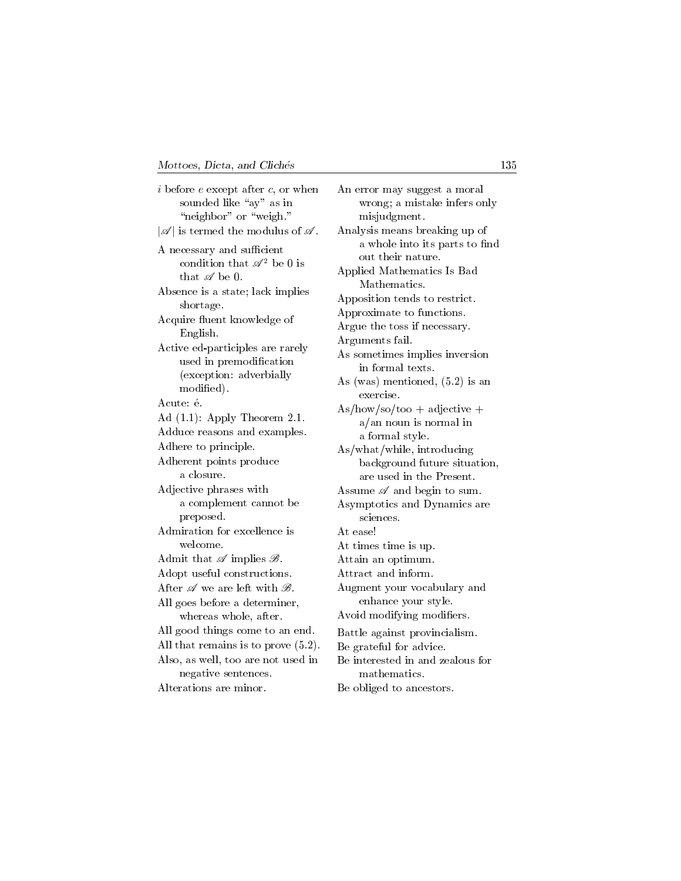$i$ before $e$ except after $c$, or when sounded like "ay" as in "neighbor" or "weigh."

$|\mathscr{A}|$ is termed the modulus of $\mathscr{A}$.

A necessary and sufficient condition that $\mathscr{A}^2$ be 0 is that $\mathscr{A}$ be 0.

Absence is a state; lack implies shortage.

Acquire fluent knowledge of English.

Active ed-participles are rarely used in premodification (exception: adverbially modified).

Acute: é.

Ad (1.1): Apply Theorem 2.1.

Adduce reasons and examples.

Adhere to principle.

Adherent points produce a closure.

Adjective phrases with a complement cannot be preposed.

Admiration for excellence is welcome.

Admit that $\mathscr{A}$ implies $\mathscr{B}$.

Adopt useful constructions.

After $\mathscr{A}$ we are left with $\mathscr{B}$.

All goes before a determiner, whereas whole, after.

All good things come to an end.

All that remains is to prove (5.2).

Also, as well, too are not used in negative sentences.

Alterations are minor.

An error may suggest a moral wrong; a mistake infers only misjudgment.

Analysis means breaking up of a whole into its parts to find out their nature.

Applied Mathematics Is Bad Mathematics.

Apposition tends to restrict.

Approximate to functions.

Argue the toss if necessary.

Arguments fail.

As sometimes implies inversion in formal texts.

As (was) mentioned, (5.2) is an exercise.

As/how/so/too + adjective + a/an noun is normal in a formal style.

As/what/while, introducing background future situation, are used in the Present.

Assume $\mathscr{A}$ and begin to sum.

Asymptotics and Dynamics are sciences.

At ease!

At times time is up.

Attain an optimum.

Attract and inform.

Augment your vocabulary and enhance your style.

Avoid modifying modifiers.

Battle against provincialism.

Be grateful for advice.

Be interested in and zealous for mathematics.

Be obliged to ancestors.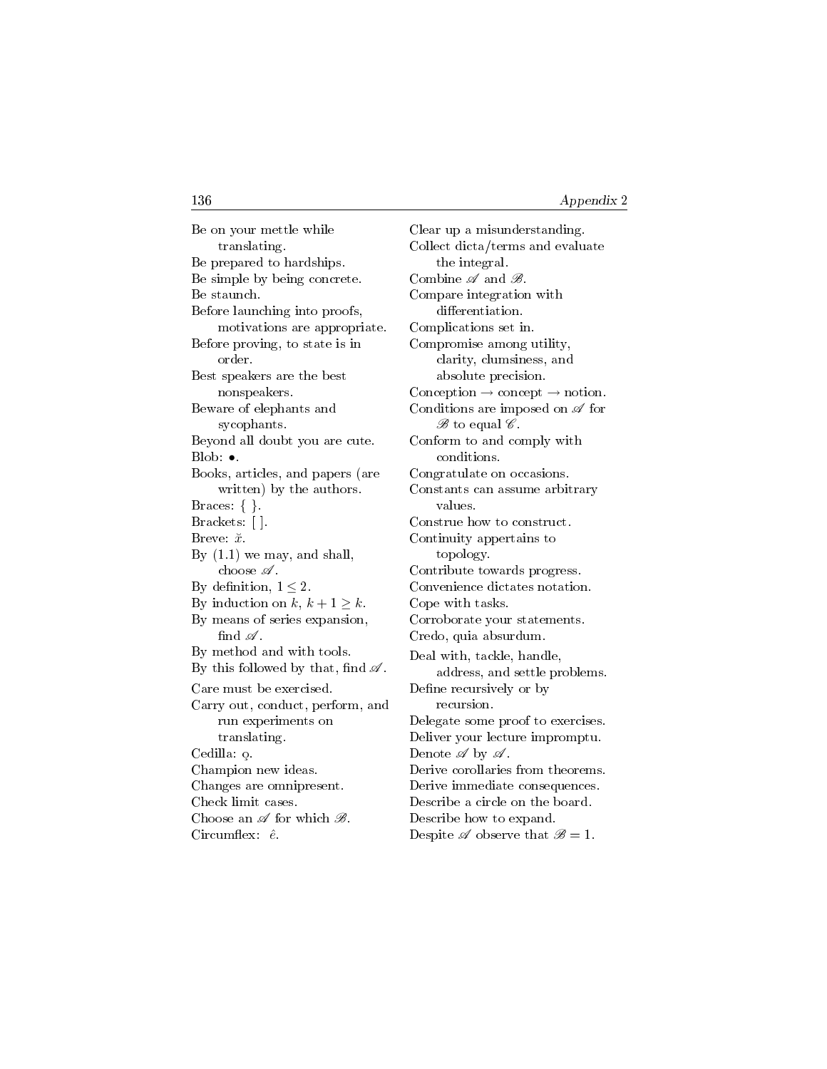Be on your mettle while translating.
Be prepared to hardships.
Be simple by being concrete.
Be staunch.
Before launching into proofs, motivations are appropriate.
Before proving, to state is in order.
Best speakers are the best nonspeakers.
Beware of elephants and sycophants.
Beyond all doubt you are cute.
Blob: $\bullet$.
Books, articles, and papers (are written) by the authors.
Braces: { }.
Brackets: [ ].
Breve: $\breve{x}$.
By (1.1) we may, and shall, choose $\mathscr{A}$.
By definition, $1 \le 2$.
By induction on $k$, $k + 1 \ge k$.
By means of series expansion, find $\mathscr{A}$.
By method and with tools.
By this followed by that, find $\mathscr{A}$.
Care must be exercised.
Carry out, conduct, perform, and run experiments on translating.
Cedilla: ȩ.
Champion new ideas.
Changes are omnipresent.
Check limit cases.
Choose an $\mathscr{A}$ for which $\mathscr{B}$.
Circumflex: $\hat{e}$.
Clear up a misunderstanding.
Collect dicta/terms and evaluate the integral.
Combine $\mathscr{A}$ and $\mathscr{B}$.
Compare integration with differentiation.
Complications set in.
Compromise among utility, clarity, clumsiness, and absolute precision.
Conception $\to$ concept $\to$ notion.
Conditions are imposed on $\mathscr{A}$ for $\mathscr{B}$ to equal $\mathscr{C}$.
Conform to and comply with conditions.
Congratulate on occasions.
Constants can assume arbitrary values.
Construe how to construct.
Continuity appertains to topology.
Contribute towards progress.
Convenience dictates notation.
Cope with tasks.
Corroborate your statements.
Credo, quia absurdum.
Deal with, tackle, handle, address, and settle problems.
Define recursively or by recursion.
Delegate some proof to exercises.
Deliver your lecture impromptu.
Denote $\mathscr{A}$ by $\mathscr{A}$.
Derive corollaries from theorems.
Derive immediate consequences.
Describe a circle on the board.
Describe how to expand.
Despite $\mathscr{A}$ observe that $\mathscr{B} = 1$.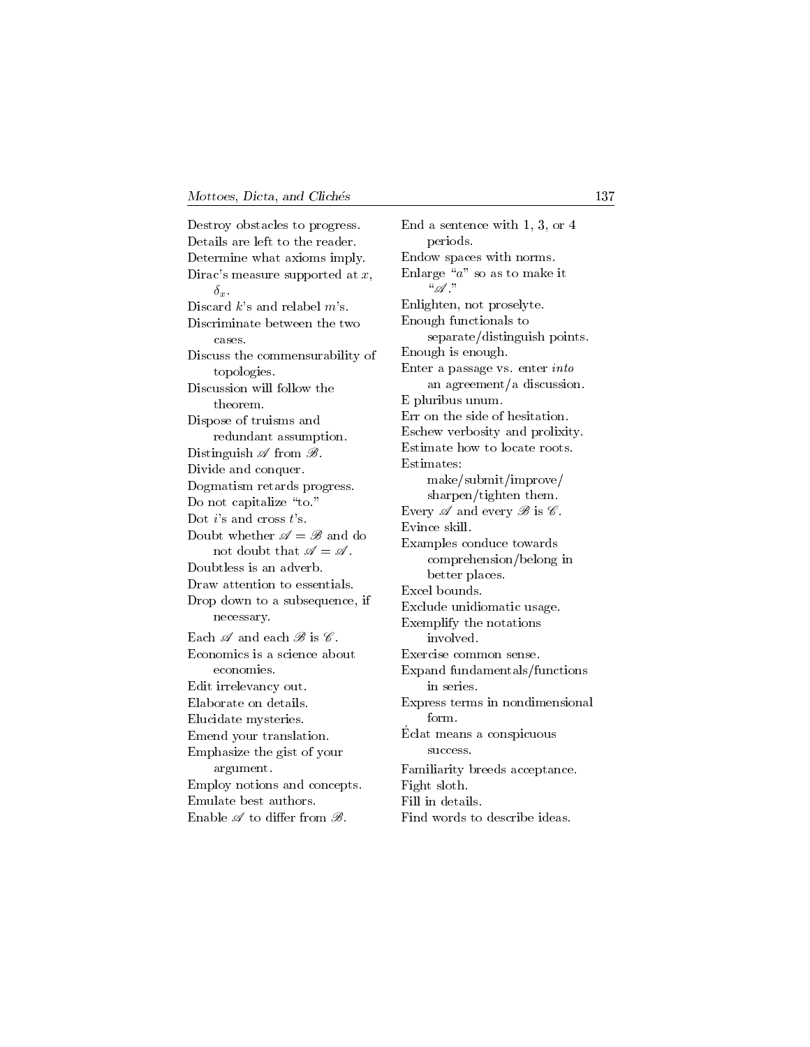Destroy obstacles to progress.
Details are left to the reader.
Determine what axioms imply.
Dirac's measure supported at $x$, $\delta_x$.
Discard $k$'s and relabel $m$'s.
Discriminate between the two cases.
Discuss the commensurability of topologies.
Discussion will follow the theorem.
Dispose of truisms and redundant assumption.
Distinguish $\mathscr{A}$ from $\mathscr{B}$.
Divide and conquer.
Dogmatism retards progress.
Do not capitalize "to."
Dot $i$'s and cross $t$'s.
Doubt whether $\mathscr{A} = \mathscr{B}$ and do not doubt that $\mathscr{A} = \mathscr{A}$.
Doubtless is an adverb.
Draw attention to essentials.
Drop down to a subsequence, if necessary.

Each $\mathscr{A}$ and each $\mathscr{B}$ is $\mathscr{C}$.
Economics is a science about economies.
Edit irrelevancy out.
Elaborate on details.
Elucidate mysteries.
Emend your translation.
Emphasize the gist of your argument.
Employ notions and concepts.
Emulate best authors.
Enable $\mathscr{A}$ to differ from $\mathscr{B}$.
End a sentence with 1, 3, or 4 periods.
Endow spaces with norms.
Enlarge "$a$" so as to make it "$\mathscr{A}$."
Enlighten, not proselyte.
Enough functionals to separate/distinguish points.
Enough is enough.
Enter a passage vs. enter *into* an agreement/a discussion.
E pluribus unum.
Err on the side of hesitation.
Eschew verbosity and prolixity.
Estimate how to locate roots.
Estimates: make/submit/improve/sharpen/tighten them.
Every $\mathscr{A}$ and every $\mathscr{B}$ is $\mathscr{C}$.
Evince skill.
Examples conduce towards comprehension/belong in better places.
Excel bounds.
Exclude unidiomatic usage.
Exemplify the notations involved.
Exercise common sense.
Expand fundamentals/functions in series.
Express terms in nondimensional form.
Éclat means a conspicuous success.

Familiarity breeds acceptance.
Fight sloth.
Fill in details.
Find words to describe ideas.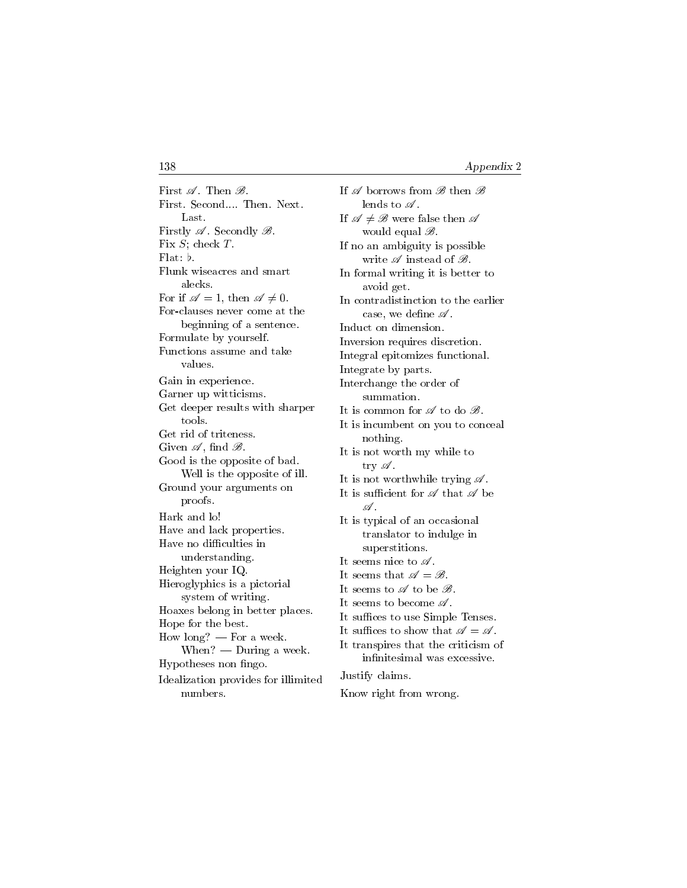First $\mathscr{A}$. Then $\mathscr{B}$.

First. Second.... Then. Next. Last.

Firstly $\mathscr{A}$. Secondly $\mathscr{B}$.

Fix $S$; check $T$.

Flat: ♭.

Flunk wiseacres and smart alecks.

For if $\mathscr{A} = 1$, then $\mathscr{A} \neq 0$.

For-clauses never come at the beginning of a sentence.

Formulate by yourself.

Functions assume and take values.

Gain in experience.

Garner up witticisms.

Get deeper results with sharper tools.

Get rid of triteness.

Given $\mathscr{A}$, find $\mathscr{B}$.

Good is the opposite of bad. Well is the opposite of ill.

Ground your arguments on proofs.

Hark and lo!

Have and lack properties.

Have no difficulties in understanding.

Heighten your IQ.

Hieroglyphics is a pictorial system of writing.

Hoaxes belong in better places.

Hope for the best.

How long? — For a week. When? — During a week.

Hypotheses non fingo.

Idealization provides for illimited numbers.

If $\mathscr{A}$ borrows from $\mathscr{B}$ then $\mathscr{B}$ lends to $\mathscr{A}$.

If $\mathscr{A} \neq \mathscr{B}$ were false then $\mathscr{A}$ would equal $\mathscr{B}$.

If no an ambiguity is possible write $\mathscr{A}$ instead of $\mathscr{B}$.

In formal writing it is better to avoid get.

In contradistinction to the earlier case, we define $\mathscr{A}$.

Induct on dimension.

Inversion requires discretion.

Integral epitomizes functional.

Integrate by parts.

Interchange the order of summation.

It is common for $\mathscr{A}$ to do $\mathscr{B}$.

It is incumbent on you to conceal nothing.

It is not worth my while to try $\mathscr{A}$.

It is not worthwhile trying $\mathscr{A}$.

It is sufficient for $\mathscr{A}$ that $\mathscr{A}$ be $\mathscr{A}$.

It is typical of an occasional translator to indulge in superstitions.

It seems nice to $\mathscr{A}$.

It seems that $\mathscr{A} = \mathscr{B}$.

It seems to $\mathscr{A}$ to be $\mathscr{B}$.

It seems to become $\mathscr{A}$.

It suffices to use Simple Tenses.

It suffices to show that $\mathscr{A} = \mathscr{A}$.

It transpires that the criticism of infinitesimal was excessive.

Justify claims.

Know right from wrong.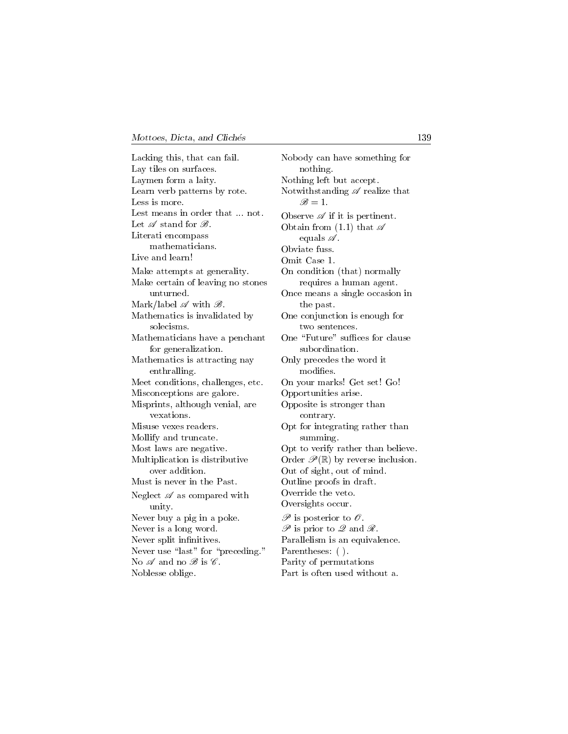Lacking this, that can fail.
Lay tiles on surfaces.
Laymen form a laity.
Learn verb patterns by rote.
Less is more.
Lest means in order that ... not.
Let $\mathscr{A}$ stand for $\mathscr{B}$.
Literati encompass mathematicians.
Live and learn!
Make attempts at generality.
Make certain of leaving no stones unturned.
Mark/label $\mathscr{A}$ with $\mathscr{B}$.
Mathematics is invalidated by solecisms.
Mathematicians have a penchant for generalization.
Mathematics is attracting nay enthralling.
Meet conditions, challenges, etc.
Misconceptions are galore.
Misprints, although venial, are vexations.
Misuse vexes readers.
Mollify and truncate.
Most laws are negative.
Multiplication is distributive over addition.
Must is never in the Past.
Neglect $\mathscr{A}$ as compared with unity.
Never buy a pig in a poke.
Never is a long word.
Never split infinitives.
Never use "last" for "preceding."
No $\mathscr{A}$ and no $\mathscr{B}$ is $\mathscr{C}$.
Noblesse oblige.
Nobody can have something for nothing.
Nothing left but accept.
Notwithstanding $\mathscr{A}$ realize that $\mathscr{B} = 1$.
Observe $\mathscr{A}$ if it is pertinent.
Obtain from (1.1) that $\mathscr{A}$ equals $\mathscr{A}$.
Obviate fuss.
Omit Case 1.
On condition (that) normally requires a human agent.
Once means a single occasion in the past.
One conjunction is enough for two sentences.
One "Future" suffices for clause subordination.
Only precedes the word it modifies.
On your marks! Get set! Go!
Opportunities arise.
Opposite is stronger than contrary.
Opt for integrating rather than summing.
Opt to verify rather than believe.
Order $\mathscr{P}(\mathbb{R})$ by reverse inclusion.
Out of sight, out of mind.
Outline proofs in draft.
Override the veto.
Oversights occur.
$\mathscr{P}$ is posterior to $\mathscr{O}$.
$\mathscr{P}$ is prior to $\mathscr{Q}$ and $\mathscr{R}$.
Parallelism is an equivalence.
Parentheses: ( ).
Parity of permutations
Part is often used without a.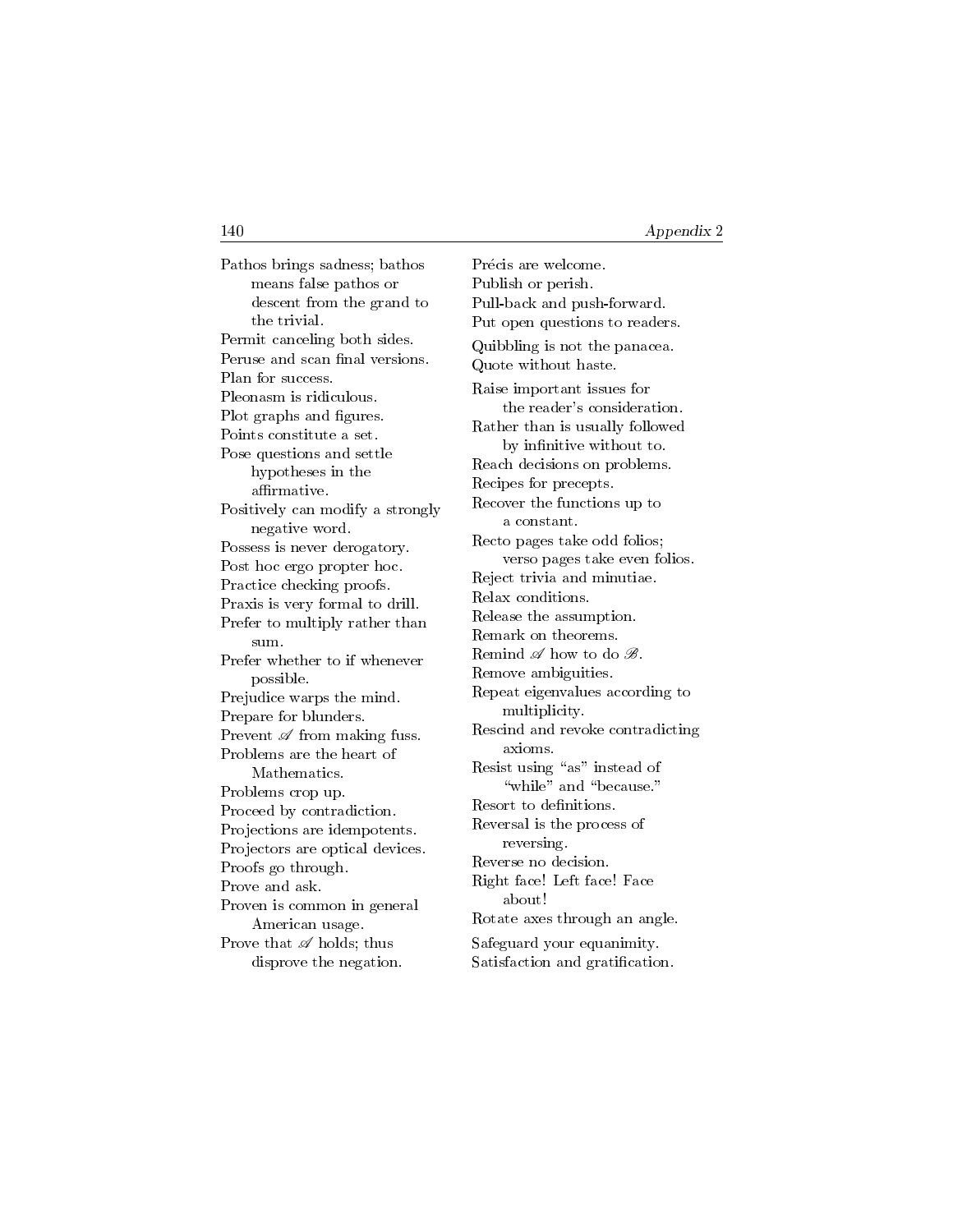Pathos brings sadness; bathos means false pathos or descent from the grand to the trivial.
Permit canceling both sides.
Peruse and scan final versions.
Plan for success.
Pleonasm is ridiculous.
Plot graphs and figures.
Points constitute a set.
Pose questions and settle hypotheses in the affirmative.
Positively can modify a strongly negative word.
Possess is never derogatory.
Post hoc ergo propter hoc.
Practice checking proofs.
Praxis is very formal to drill.
Prefer to multiply rather than sum.
Prefer whether to if whenever possible.
Prejudice warps the mind.
Prepare for blunders.
Prevent $\mathscr{A}$ from making fuss.
Problems are the heart of Mathematics.
Problems crop up.
Proceed by contradiction.
Projections are idempotents.
Projectors are optical devices.
Proofs go through.
Prove and ask.
Proven is common in general American usage.
Prove that $\mathscr{A}$ holds; thus disprove the negation.

Précis are welcome.
Publish or perish.
Pull-back and push-forward.
Put open questions to readers.

Quibbling is not the panacea.
Quote without haste.

Raise important issues for the reader's consideration.
Rather than is usually followed by infinitive without to.
Reach decisions on problems.
Recipes for precepts.
Recover the functions up to a constant.
Recto pages take odd folios; verso pages take even folios.
Reject trivia and minutiae.
Relax conditions.
Release the assumption.
Remark on theorems.
Remind $\mathscr{A}$ how to do $\mathscr{B}$.
Remove ambiguities.
Repeat eigenvalues according to multiplicity.
Rescind and revoke contradicting axioms.
Resist using "as" instead of "while" and "because."
Resort to definitions.
Reversal is the process of reversing.
Reverse no decision.
Right face! Left face! Face about!
Rotate axes through an angle.

Safeguard your equanimity.
Satisfaction and gratification.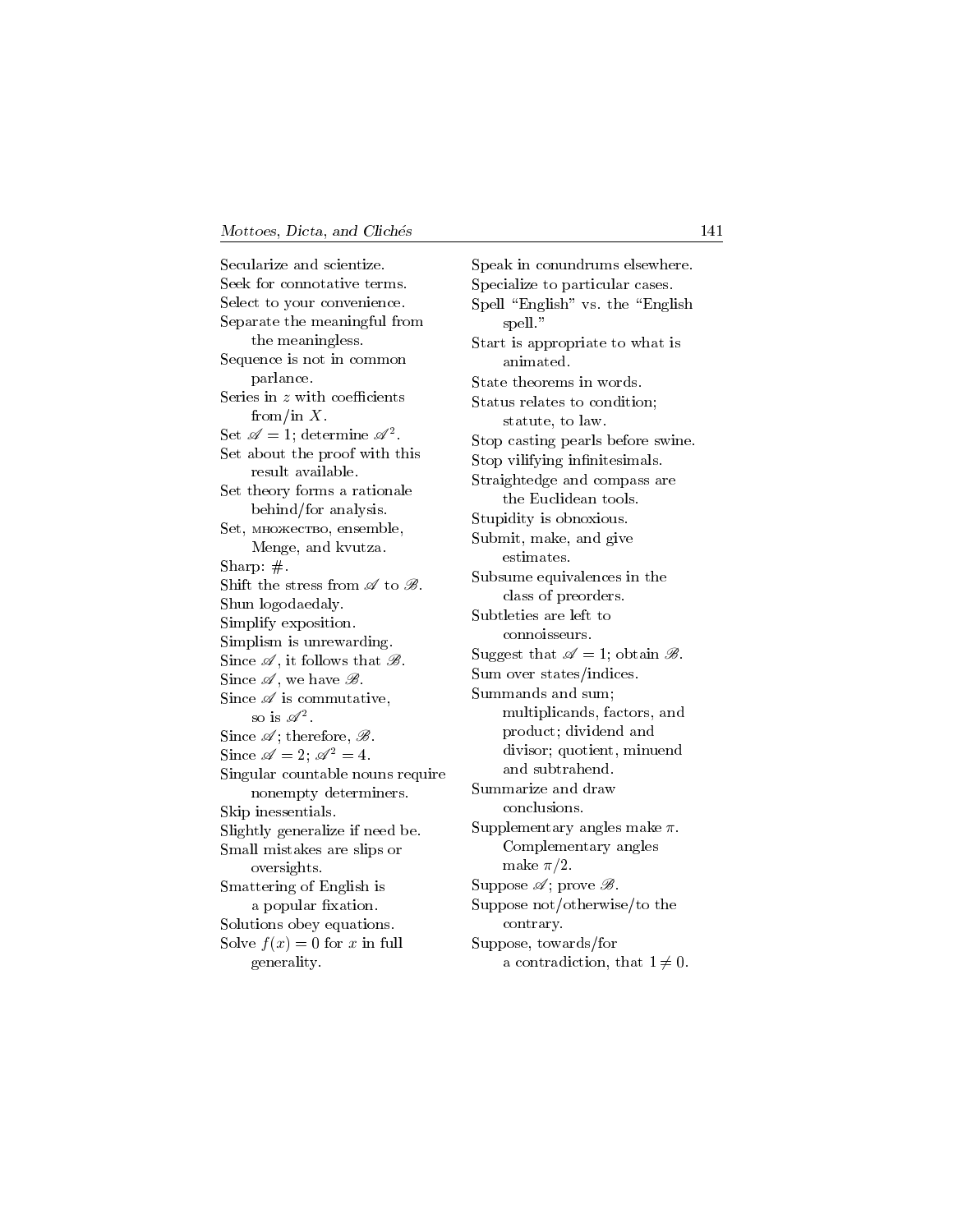Secularize and scientize.
Seek for connotative terms.
Select to your convenience.
Separate the meaningful from the meaningless.
Sequence is not in common parlance.
Series in $z$ with coefficients from/in $X$.
Set $\mathscr{A} = 1$; determine $\mathscr{A}^2$.
Set about the proof with this result available.
Set theory forms a rationale behind/for analysis.
Set, множество, ensemble, Menge, and kvutza.
Sharp: #.
Shift the stress from $\mathscr{A}$ to $\mathscr{B}$.
Shun logodaedaly.
Simplify exposition.
Simplism is unrewarding.
Since $\mathscr{A}$, it follows that $\mathscr{B}$.
Since $\mathscr{A}$, we have $\mathscr{B}$.
Since $\mathscr{A}$ is commutative, so is $\mathscr{A}^2$.
Since $\mathscr{A}$; therefore, $\mathscr{B}$.
Since $\mathscr{A} = 2$; $\mathscr{A}^2 = 4$.
Singular countable nouns require nonempty determiners.
Skip inessentials.
Slightly generalize if need be.
Small mistakes are slips or oversights.
Smattering of English is a popular fixation.
Solutions obey equations.
Solve $f(x) = 0$ for $x$ in full generality.
Speak in conundrums elsewhere.
Specialize to particular cases.
Spell "English" vs. the "English spell."
Start is appropriate to what is animated.
State theorems in words.
Status relates to condition; statute, to law.
Stop casting pearls before swine.
Stop vilifying infinitesimals.
Straightedge and compass are the Euclidean tools.
Stupidity is obnoxious.
Submit, make, and give estimates.
Subsume equivalences in the class of preorders.
Subtleties are left to connoisseurs.
Suggest that $\mathscr{A} = 1$; obtain $\mathscr{B}$.
Sum over states/indices.
Summands and sum; multiplicands, factors, and product; dividend and divisor; quotient, minuend and subtrahend.
Summarize and draw conclusions.
Supplementary angles make $\pi$. Complementary angles make $\pi/2$.
Suppose $\mathscr{A}$; prove $\mathscr{B}$.
Suppose not/otherwise/to the contrary.
Suppose, towards/for a contradiction, that $1 \neq 0$.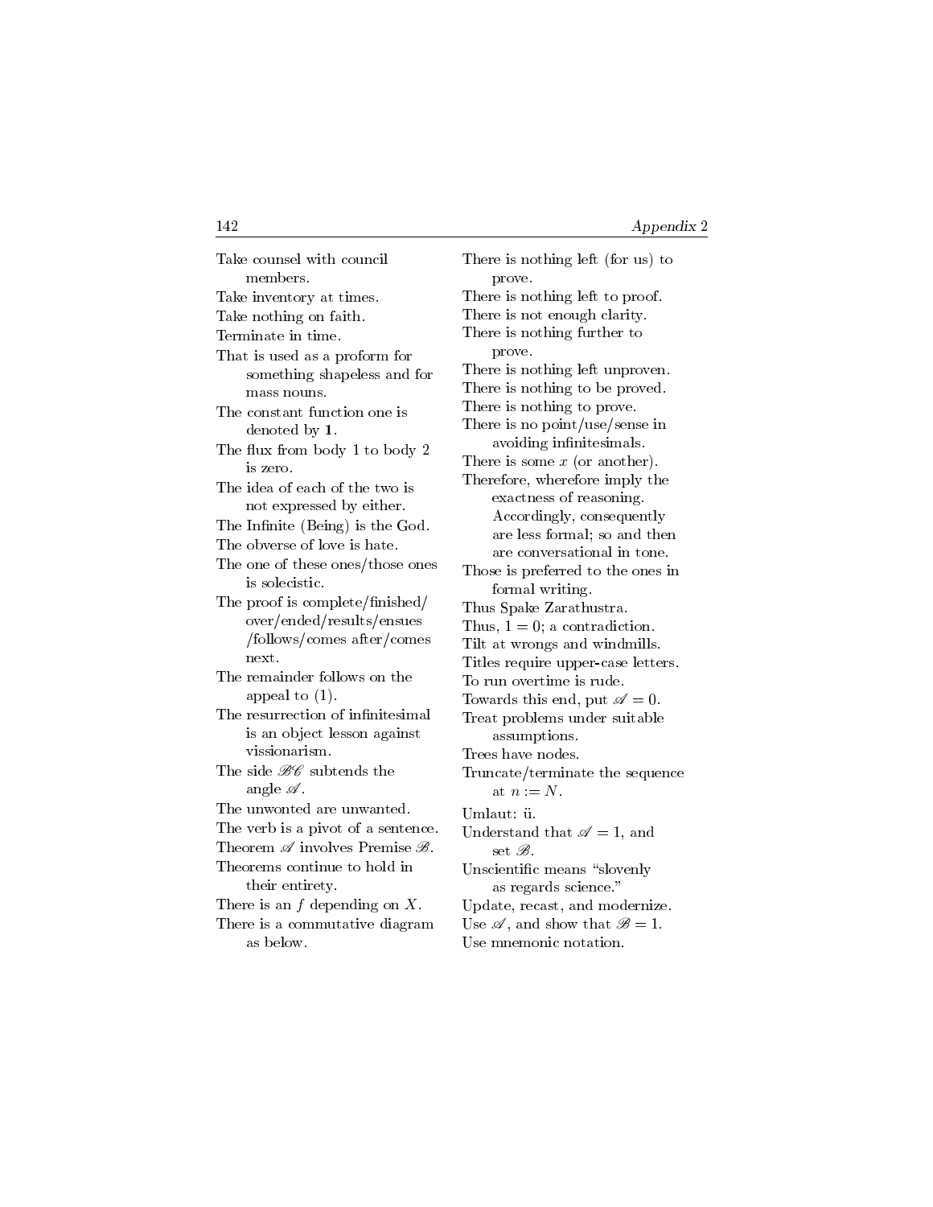Take counsel with council members.

Take inventory at times.

Take nothing on faith.

Terminate in time.

That is used as a proform for something shapeless and for mass nouns.

The constant function one is denoted by **1**.

The flux from body 1 to body 2 is zero.

The idea of each of the two is not expressed by either.

The Infinite (Being) is the God.

The obverse of love is hate.

The one of these ones/those ones is solecistic.

The proof is complete/finished/over/ended/results/ensues/follows/comes after/comes next.

The remainder follows on the appeal to (1).

The resurrection of infinitesimal is an object lesson against vissionarism.

The side $\mathscr{BC}$ subtends the angle $\mathscr{A}$.

The unwonted are unwanted.

The verb is a pivot of a sentence.

Theorem $\mathscr{A}$ involves Premise $\mathscr{B}$.

Theorems continue to hold in their entirety.

There is an $f$ depending on $X$.

There is a commutative diagram as below.

There is nothing left (for us) to prove.

There is nothing left to proof.

There is not enough clarity.

There is nothing further to prove.

There is nothing left unproven.

There is nothing to be proved.

There is nothing to prove.

There is no point/use/sense in avoiding infinitesimals.

There is some $x$ (or another).

Therefore, wherefore imply the exactness of reasoning. Accordingly, consequently are less formal; so and then are conversational in tone.

Those is preferred to the ones in formal writing.

Thus Spake Zarathustra.

Thus, $1 = 0$; a contradiction.

Tilt at wrongs and windmills.

Titles require upper-case letters.

To run overtime is rude.

Towards this end, put $\mathscr{A} = 0$.

Treat problems under suitable assumptions.

Trees have nodes.

Truncate/terminate the sequence at $n := N$.

Umlaut: ü.

Understand that $\mathscr{A} = 1$, and set $\mathscr{B}$.

Unscientific means "slovenly as regards science."

Update, recast, and modernize.

Use $\mathscr{A}$, and show that $\mathscr{B} = 1$.

Use mnemonic notation.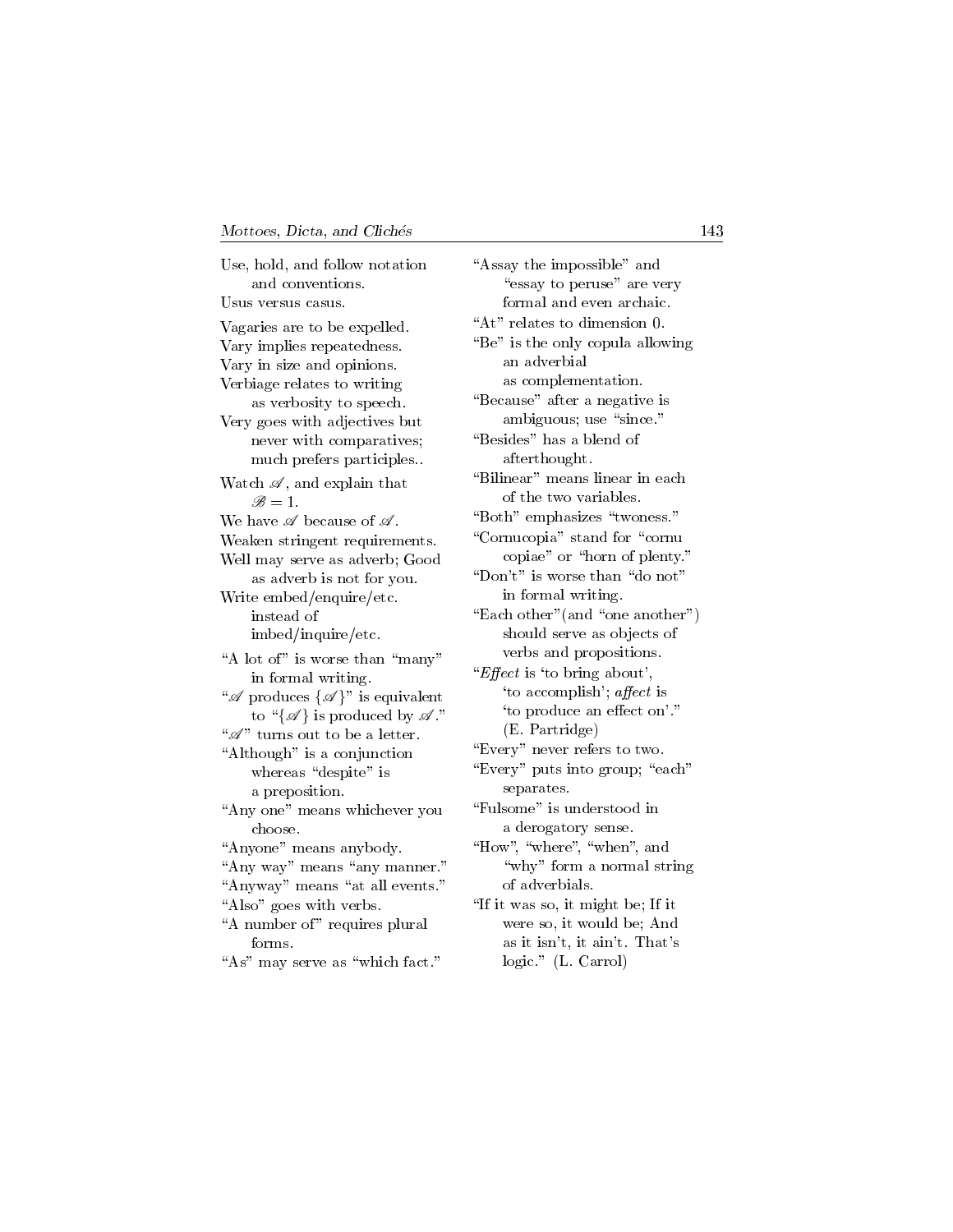Use, hold, and follow notation and conventions.

Usus versus casus.

Vagaries are to be expelled.

Vary implies repeatedness.

Vary in size and opinions.

Verbiage relates to writing as verbosity to speech.

Very goes with adjectives but never with comparatives; much prefers participles..

Watch $\mathscr{A}$, and explain that $\mathscr{B} = 1$.

We have $\mathscr{A}$ because of $\mathscr{A}$.

Weaken stringent requirements.

Well may serve as adverb; Good as adverb is not for you.

Write embed/enquire/etc. instead of imbed/inquire/etc.

"A lot of" is worse than "many" in formal writing.

"$\mathscr{A}$ produces $\{\mathscr{A}\}$" is equivalent to "$\{\mathscr{A}\}$ is produced by $\mathscr{A}$."

"$\mathscr{A}$" turns out to be a letter.

"Although" is a conjunction whereas "despite" is a preposition.

"Any one" means whichever you choose.

"Anyone" means anybody.

"Any way" means "any manner."

"Anyway" means "at all events."

"Also" goes with verbs.

"A number of" requires plural forms.

"As" may serve as "which fact."

"Assay the impossible" and "essay to peruse" are very formal and even archaic.

"At" relates to dimension 0.

"Be" is the only copula allowing an adverbial as complementation.

"Because" after a negative is ambiguous; use "since."

"Besides" has a blend of afterthought.

"Bilinear" means linear in each of the two variables.

"Both" emphasizes "twoness."

"Cornucopia" stand for "cornu copiae" or "horn of plenty."

"Don't" is worse than "do not" in formal writing.

"Each other"(and "one another") should serve as objects of verbs and propositions.

"*Effect* is 'to bring about', 'to accomplish'; *affect* is 'to produce an effect on'." (E. Partridge)

"Every" never refers to two.

"Every" puts into group; "each" separates.

"Fulsome" is understood in a derogatory sense.

"How", "where", "when", and "why" form a normal string of adverbials.

"If it was so, it might be; If it were so, it would be; And as it isn't, it ain't. That's logic." (L. Carrol)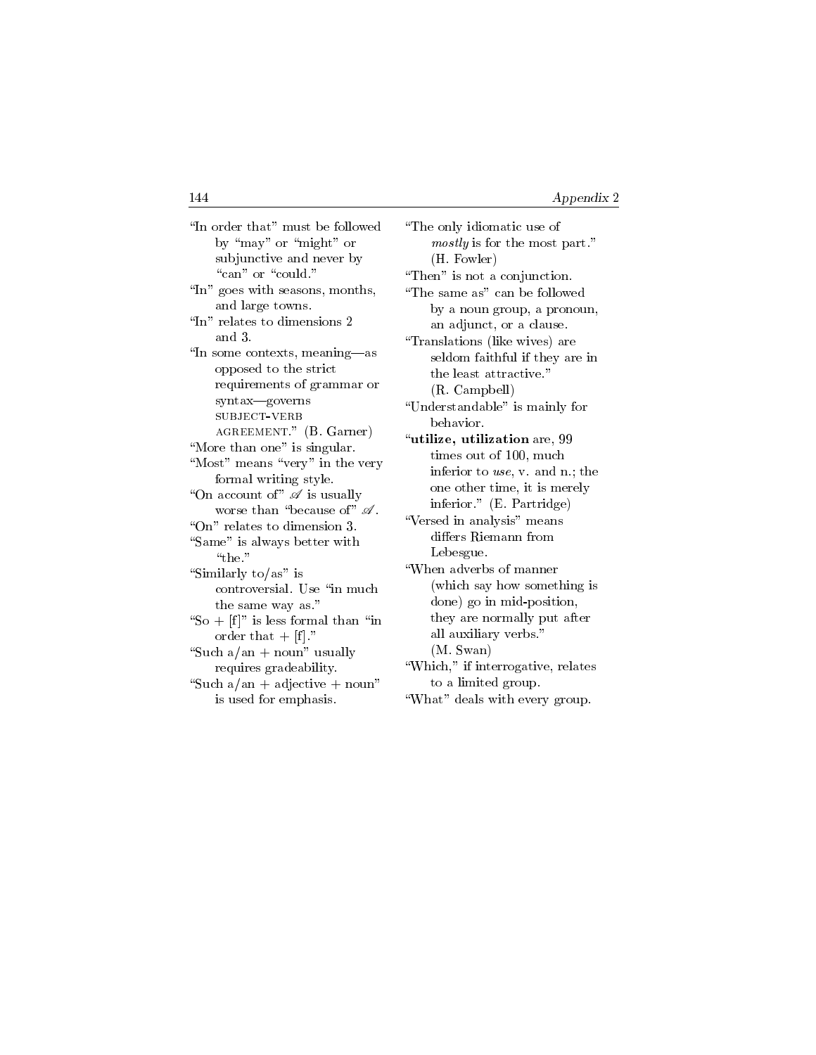"In order that" must be followed by "may" or "might" or subjunctive and never by "can" or "could."

"In" goes with seasons, months, and large towns.

"In" relates to dimensions 2 and 3.

"In some contexts, meaning—as opposed to the strict requirements of grammar or syntax—governs SUBJECT-VERB AGREEMENT." (B. Garner)

"More than one" is singular.

"Most" means "very" in the very formal writing style.

"On account of" $\mathscr{A}$ is usually worse than "because of" $\mathscr{A}$.

"On" relates to dimension 3.

"Same" is always better with "the."

"Similarly to/as" is controversial. Use "in much the same way as."

"So + [f]" is less formal than "in order that + [f]."

"Such a/an + noun" usually requires gradeability.

"Such a/an + adjective + noun" is used for emphasis.

"The only idiomatic use of *mostly* is for the most part." (H. Fowler)

"Then" is not a conjunction.

"The same as" can be followed by a noun group, a pronoun, an adjunct, or a clause.

"Translations (like wives) are seldom faithful if they are in the least attractive." (R. Campbell)

"Understandable" is mainly for behavior.

"**utilize, utilization** are, 99 times out of 100, much inferior to *use*, v. and n.; the one other time, it is merely inferior." (E. Partridge)

"Versed in analysis" means differs Riemann from Lebesgue.

"When adverbs of manner (which say how something is done) go in mid-position, they are normally put after all auxiliary verbs." (M. Swan)

"Which," if interrogative, relates to a limited group.

"What" deals with every group.